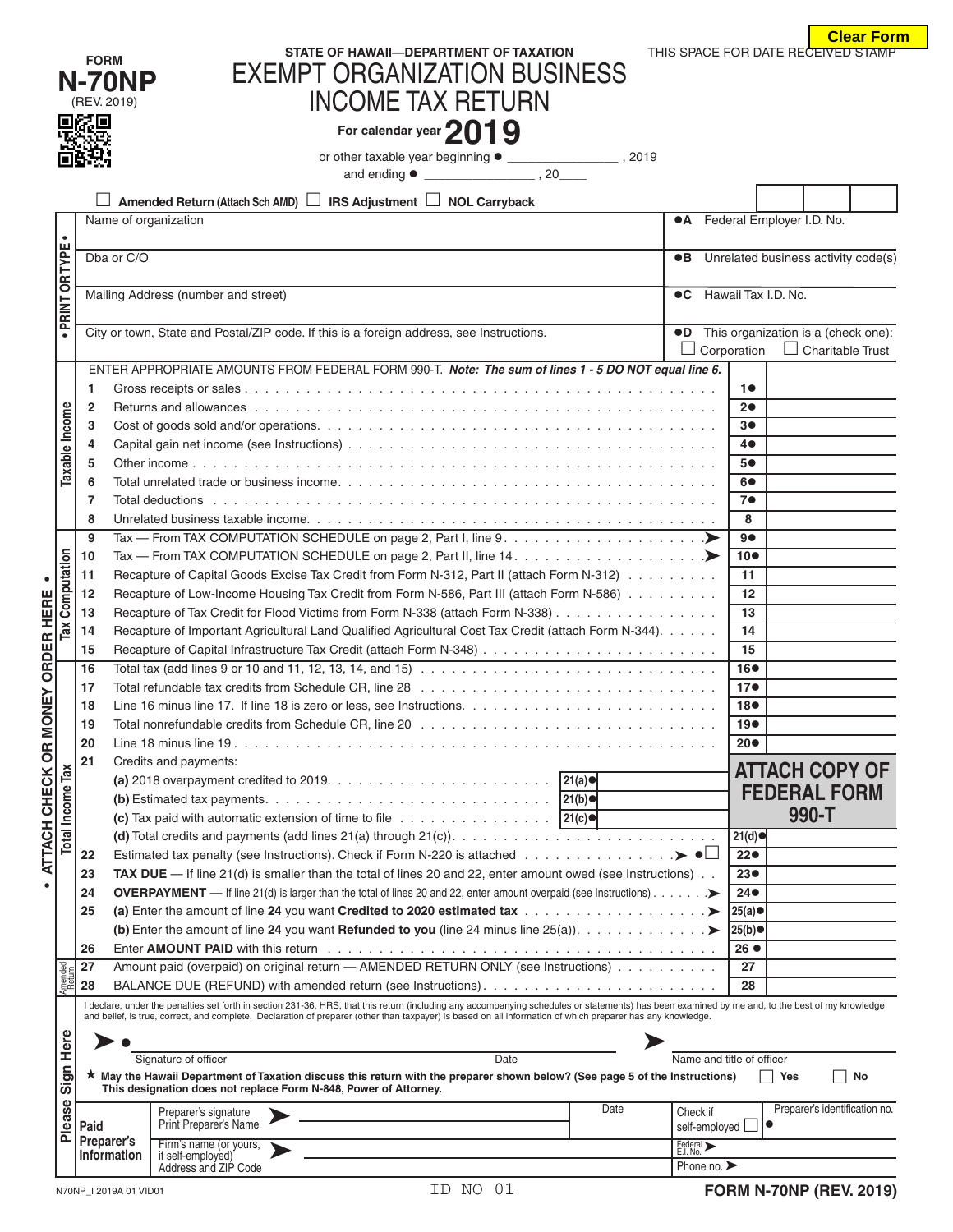FORM **N-70NP** (REV. 2019)

STATE OF HAWAII—DEPARTMENT OF TAXATION

# EXEMPT ORGANIZATION BUSINESS INCOME TAX RETURN

**For calendar year 2019**

or other taxable year beginning ● ________________ , 2019 and ending ● ________________ , 20____

THIS SPACE FOR DATE RECEIVED STAMP

☐ **Amended Return** (Attach Sch AMD) ☐ **IRS Adjustment** ☐ **NOL Carryback**

• PRINT OR TYPE •

| | |
|---|---|
| Name of organization | ●A Federal Employer I.D. No. |
| Dba or C/O | ●B Unrelated business activity code(s) |
| Mailing Address (number and street) | ●C Hawaii Tax I.D. No. |
| City or town, State and Postal/ZIP code. If this is a foreign address, see Instructions. | ●D This organization is a (check one): ☐ Corporation ☐ Charitable Trust |

• ATTACH CHECK OR MONEY ORDER HERE •

ENTER APPROPRIATE AMOUNTS FROM FEDERAL FORM 990-T. ***Note: The sum of lines 1 - 5 DO NOT equal line 6.***

**Taxable Income**

| Line | Description | | |
|---|---|---|---|
| 1 | Gross receipts or sales | 1● | |
| 2 | Returns and allowances | 2● | |
| 3 | Cost of goods sold and/or operations | 3● | |
| 4 | Capital gain net income (see Instructions) | 4● | |
| 5 | Other income | 5● | |
| 6 | Total unrelated trade or business income | 6● | |
| 7 | Total deductions | 7● | |
| 8 | Unrelated business taxable income | 8 | |

**Tax Computation**

| Line | Description | | |
|---|---|---|---|
| 9 | Tax — From TAX COMPUTATION SCHEDULE on page 2, Part I, line 9 ➤ | 9● | |
| 10 | Tax — From TAX COMPUTATION SCHEDULE on page 2, Part II, line 14 ➤ | 10● | |
| 11 | Recapture of Capital Goods Excise Tax Credit from Form N-312, Part II (attach Form N-312) | 11 | |
| 12 | Recapture of Low-Income Housing Tax Credit from Form N-586, Part III (attach Form N-586) | 12 | |
| 13 | Recapture of Tax Credit for Flood Victims from Form N-338 (attach Form N-338) | 13 | |
| 14 | Recapture of Important Agricultural Land Qualified Agricultural Cost Tax Credit (attach Form N-344) | 14 | |
| 15 | Recapture of Capital Infrastructure Tax Credit (attach Form N-348) | 15 | |

**Total Income Tax**

| Line | Description | | |
|---|---|---|---|
| 16 | Total tax (add lines 9 or 10 and 11, 12, 13, 14, and 15) | 16● | |
| 17 | Total refundable tax credits from Schedule CR, line 28 | 17● | |
| 18 | Line 16 minus line 17. If line 18 is zero or less, see Instructions. | 18● | |
| 19 | Total nonrefundable credits from Schedule CR, line 20 | 19● | |
| 20 | Line 18 minus line 19 | 20● | |
| 21 | Credits and payments: | | |
| | (a) 2018 overpayment credited to 2019 — 21(a)● | | |
| | (b) Estimated tax payments — 21(b)● | | |
| | (c) Tax paid with automatic extension of time to file — 21(c)● | | |
| | (d) Total credits and payments (add lines 21(a) through 21(c)) | 21(d)● | |
| 22 | Estimated tax penalty (see Instructions). Check if Form N-220 is attached ➤ ●☐ | 22● | |
| 23 | **TAX DUE** — If line 21(d) is smaller than the total of lines 20 and 22, enter amount owed (see Instructions) | 23● | |
| 24 | **OVERPAYMENT** — If line 21(d) is larger than the total of lines 20 and 22, enter amount overpaid (see Instructions) ➤ | 24● | |
| 25 | (a) Enter the amount of line **24** you want **Credited to 2020 estimated tax** ➤ | 25(a)● | |
| | (b) Enter the amount of line **24** you want **Refunded to you** (line 24 minus line 25(a)) ➤ | 25(b)● | |
| 26 | Enter **AMOUNT PAID** with this return | 26 ● | |

**ATTACH COPY OF FEDERAL FORM 990-T**

**Amended Return**

| Line | Description | | |
|---|---|---|---|
| 27 | Amount paid (overpaid) on original return — AMENDED RETURN ONLY (see Instructions) | 27 | |
| 28 | BALANCE DUE (REFUND) with amended return (see Instructions) | 28 | |

**Please Sign Here**

I declare, under the penalties set forth in section 231-36, HRS, that this return (including any accompanying schedules or statements) has been examined by me and, to the best of my knowledge and belief, is true, correct, and complete. Declaration of preparer (other than taxpayer) is based on all information of which preparer has any knowledge.

➤● ______________________ Signature of officer ____________ Date ➤ ______________________ Name and title of officer

★ **May the Hawaii Department of Taxation discuss this return with the preparer shown below? (See page 5 of the Instructions)** ☐ Yes ☐ No
**This designation does not replace Form N-848, Power of Attorney.**

**Paid Preparer's Information**

| | | | | |
|---|---|---|---|---|
| Preparer's signature / Print Preparer's Name ➤ | | Date | Check if self-employed ☐ | ● Preparer's identification no. |
| Firm's name (or yours, if self-employed) Address and ZIP Code ➤ | | | Federal E.I. No. ➤ | |
| | | | Phone no. ➤ | |

N70NP_I 2019A 01 VID01 ID NO 01 **FORM N-70NP (REV. 2019)**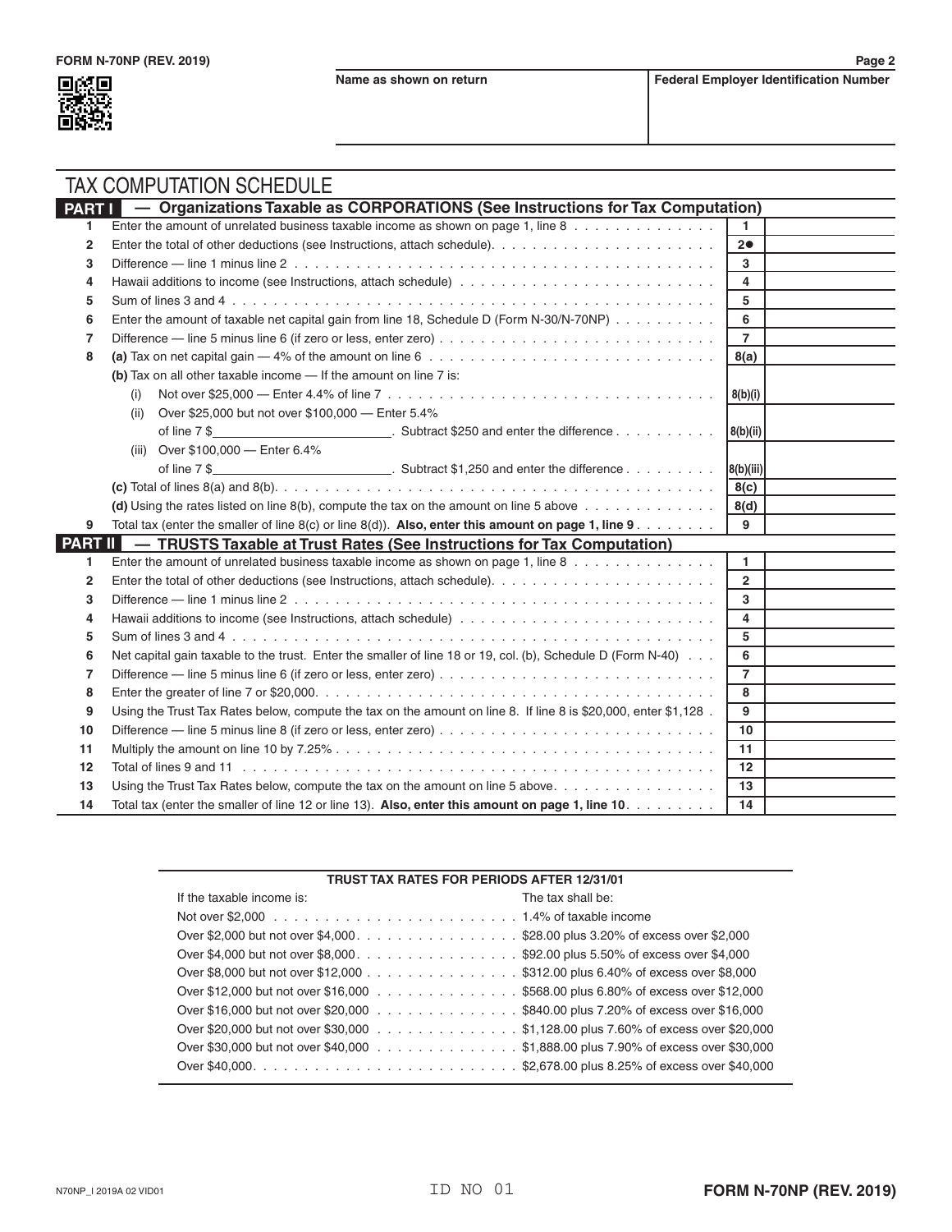Name as shown on return | Federal Employer Identification Number

# TAX COMPUTATION SCHEDULE

## PART I — Organizations Taxable as CORPORATIONS (See Instructions for Tax Computation)

| | | | |
|---|---|---|---|
| 1 | Enter the amount of unrelated business taxable income as shown on page 1, line 8 | 1 | |
| 2 | Enter the total of other deductions (see Instructions, attach schedule) | 2● | |
| 3 | Difference — line 1 minus line 2 | 3 | |
| 4 | Hawaii additions to income (see Instructions, attach schedule) | 4 | |
| 5 | Sum of lines 3 and 4 | 5 | |
| 6 | Enter the amount of taxable net capital gain from line 18, Schedule D (Form N-30/N-70NP) | 6 | |
| 7 | Difference — line 5 minus line 6 (if zero or less, enter zero) | 7 | |
| 8 | **(a)** Tax on net capital gain — 4% of the amount on line 6 | 8(a) | |
| | **(b)** Tax on all other taxable income — If the amount on line 7 is: | | |
| | (i) Not over $25,000 — Enter 4.4% of line 7 | 8(b)(i) | |
| | (ii) Over $25,000 but not over $100,000 — Enter 5.4% of line 7 $\_\_\_\_\_\_\_\_. Subtract $250 and enter the difference | 8(b)(ii) | |
| | (iii) Over $100,000 — Enter 6.4% of line 7 $\_\_\_\_\_\_\_\_. Subtract $1,250 and enter the difference | 8(b)(iii) | |
| | **(c)** Total of lines 8(a) and 8(b) | 8(c) | |
| | **(d)** Using the rates listed on line 8(b), compute the tax on the amount on line 5 above | 8(d) | |
| 9 | Total tax (enter the smaller of line 8(c) or line 8(d)). **Also, enter this amount on page 1, line 9** | 9 | |

## PART II — TRUSTS Taxable at Trust Rates (See Instructions for Tax Computation)

| | | | |
|---|---|---|---|
| 1 | Enter the amount of unrelated business taxable income as shown on page 1, line 8 | 1 | |
| 2 | Enter the total of other deductions (see Instructions, attach schedule) | 2 | |
| 3 | Difference — line 1 minus line 2 | 3 | |
| 4 | Hawaii additions to income (see Instructions, attach schedule) | 4 | |
| 5 | Sum of lines 3 and 4 | 5 | |
| 6 | Net capital gain taxable to the trust. Enter the smaller of line 18 or 19, col. (b), Schedule D (Form N-40) | 6 | |
| 7 | Difference — line 5 minus line 6 (if zero or less, enter zero) | 7 | |
| 8 | Enter the greater of line 7 or $20,000 | 8 | |
| 9 | Using the Trust Tax Rates below, compute the tax on the amount on line 8. If line 8 is $20,000, enter $1,128 | 9 | |
| 10 | Difference — line 5 minus line 8 (if zero or less, enter zero) | 10 | |
| 11 | Multiply the amount on line 10 by 7.25% | 11 | |
| 12 | Total of lines 9 and 11 | 12 | |
| 13 | Using the Trust Tax Rates below, compute the tax on the amount on line 5 above | 13 | |
| 14 | Total tax (enter the smaller of line 12 or line 13). **Also, enter this amount on page 1, line 10** | 14 | |

**TRUST TAX RATES FOR PERIODS AFTER 12/31/01**

| If the taxable income is: | The tax shall be: |
|---|---|
| Not over $2,000 | 1.4% of taxable income |
| Over $2,000 but not over $4,000 | $28.00 plus 3.20% of excess over $2,000 |
| Over $4,000 but not over $8,000 | $92.00 plus 5.50% of excess over $4,000 |
| Over $8,000 but not over $12,000 | $312.00 plus 6.40% of excess over $8,000 |
| Over $12,000 but not over $16,000 | $568.00 plus 6.80% of excess over $12,000 |
| Over $16,000 but not over $20,000 | $840.00 plus 7.20% of excess over $16,000 |
| Over $20,000 but not over $30,000 | $1,128.00 plus 7.60% of excess over $20,000 |
| Over $30,000 but not over $40,000 | $1,888.00 plus 7.90% of excess over $30,000 |
| Over $40,000 | $2,678.00 plus 8.25% of excess over $40,000 |